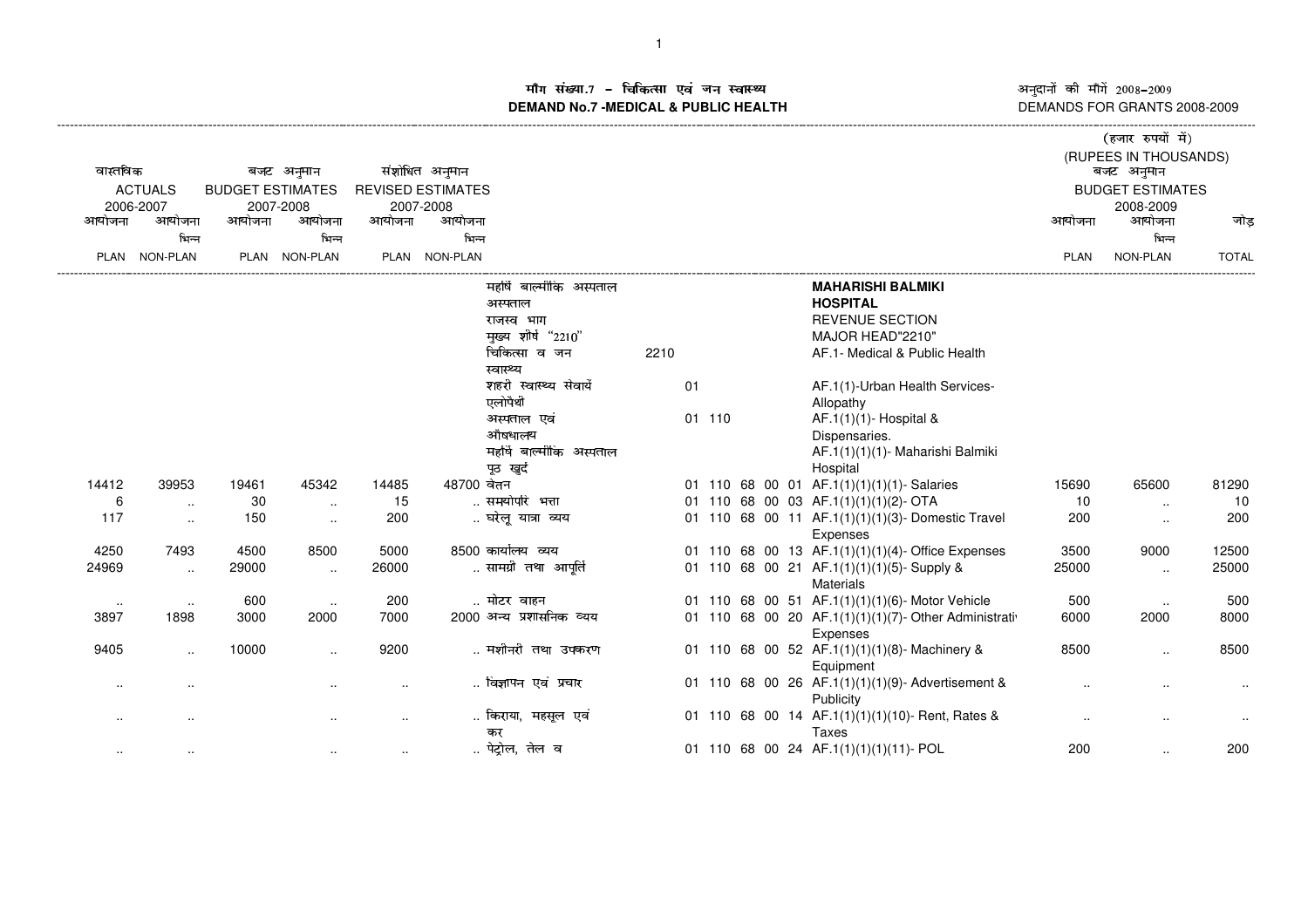# माँग संख्या.7 - चिकित्सा एवं जन स्वास्थ्य
# DEMAND No.7 -MEDICAL & PUBLIC HEALTH

अनुदानों की माँगें 2008-2009
DEMANDS FOR GRANTS 2008-2009

(हजार रुपयों में)
(RUPEES IN THOUSANDS)

| वास्तविक ACTUALS 2006-2007 | | बजट अनुमान BUDGET ESTIMATES 2007-2008 | | संशोधित अनुमान REVISED ESTIMATES 2007-2008 | | | | | | बजट अनुमान BUDGET ESTIMATES 2008-2009 | | |
|---|---|---|---|---|---|---|---|---|---|---|---|---|
| आयोजना PLAN | आयोजना भिन्न NON-PLAN | आयोजना PLAN | आयोजना भिन्न NON-PLAN | आयोजना PLAN | आयोजना भिन्न NON-PLAN | | | | | आयोजना PLAN | आयोजना भिन्न NON-PLAN | जोड़ TOTAL |
| | | | | | | महर्षि बाल्मीकि अस्पताल | | | MAHARISHI BALMIKI HOSPITAL | | | |
| | | | | | | राजस्व भाग | | | REVENUE SECTION | | | |
| | | | | | | मुख्य शीर्ष "2210" | | | MAJOR HEAD"2210" | | | |
| | | | | | | चिकित्सा व जन स्वास्थ्य | 2210 | | AF.1- Medical & Public Health | | | |
| | | | | | | शहरी स्वास्थ्य सेवायें एलोपैथी | | 01 | AF.1(1)-Urban Health Services-Allopathy | | | |
| | | | | | | अस्पताल एवं औषधालय | | 01 110 | AF.1(1)(1)- Hospital & Dispensaries. | | | |
| | | | | | | महर्षि बाल्मीकि अस्पताल पूठ खुर्द | | | AF.1(1)(1)(1)- Maharishi Balmiki Hospital | | | |
| 14412 | 39953 | 19461 | 45342 | 14485 | 48700 | वेतन | | 01 110 68 00 01 | AF.1(1)(1)(1)(1)- Salaries | 15690 | 65600 | 81290 |
| 6 | .. | 30 | .. | 15 | .. | समयोपरि भत्ता | | 01 110 68 00 03 | AF.1(1)(1)(1)(2)- OTA | 10 | .. | 10 |
| 117 | .. | 150 | .. | 200 | .. | घरेलू यात्रा व्यय | | 01 110 68 00 11 | AF.1(1)(1)(1)(3)- Domestic Travel Expenses | 200 | .. | 200 |
| 4250 | 7493 | 4500 | 8500 | 5000 | 8500 | कार्यालय व्यय | | 01 110 68 00 13 | AF.1(1)(1)(1)(4)- Office Expenses | 3500 | 9000 | 12500 |
| 24969 | .. | 29000 | .. | 26000 | .. | सामग्री तथा आपूर्ति | | 01 110 68 00 21 | AF.1(1)(1)(1)(5)- Supply & Materials | 25000 | .. | 25000 |
| .. | .. | 600 | .. | 200 | .. | मोटर वाहन | | 01 110 68 00 51 | AF.1(1)(1)(1)(6)- Motor Vehicle | 500 | .. | 500 |
| 3897 | 1898 | 3000 | 2000 | 7000 | 2000 | अन्य प्रशासनिक व्यय | | 01 110 68 00 20 | AF.1(1)(1)(1)(7)- Other Administrative Expenses | 6000 | 2000 | 8000 |
| 9405 | .. | 10000 | .. | 9200 | .. | मशीनरी तथा उपकरण | | 01 110 68 00 52 | AF.1(1)(1)(1)(8)- Machinery & Equipment | 8500 | .. | 8500 |
| .. | .. | | .. | .. | .. | विज्ञापन एवं प्रचार | | 01 110 68 00 26 | AF.1(1)(1)(1)(9)- Advertisement & Publicity | .. | .. | .. |
| .. | .. | | .. | .. | .. | किराया, महसूल एवं कर | | 01 110 68 00 14 | AF.1(1)(1)(1)(10)- Rent, Rates & Taxes | .. | .. | .. |
| .. | .. | | .. | .. | .. | पेट्रोल, तेल व | | 01 110 68 00 24 | AF.1(1)(1)(1)(11)- POL | 200 | .. | 200 |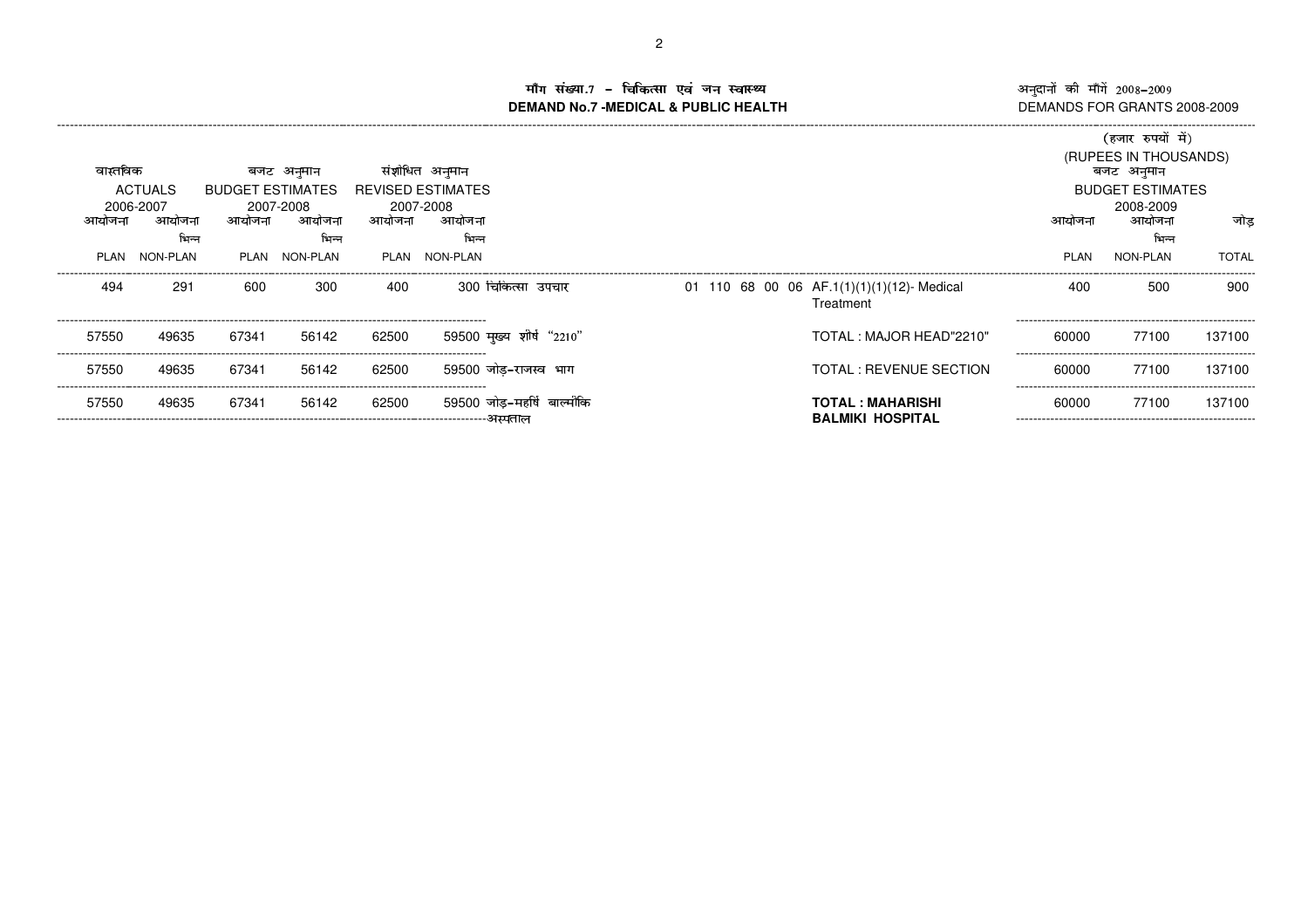**माँग संख्या.7 - चिकित्सा एवं जन स्वास्थ्य**
**DEMAND No.7 -MEDICAL & PUBLIC HEALTH**

अनुदानों की माँगें 2008-2009
DEMANDS FOR GRANTS 2008-2009

(हजार रुपयों में)
(RUPEES IN THOUSANDS)

| वास्तविक ACTUALS 2006-2007 | | बजट अनुमान BUDGET ESTIMATES 2007-2008 | | संशोधित अनुमान REVISED ESTIMATES 2007-2008 | | | | | बजट अनुमान BUDGET ESTIMATES 2008-2009 | | |
|---|---|---|---|---|---|---|---|---|---|---|---|
| आयोजना PLAN | आयोजना भिन्न NON-PLAN | आयोजना PLAN | आयोजना भिन्न NON-PLAN | आयोजना PLAN | आयोजना भिन्न NON-PLAN | | | | आयोजना PLAN | आयोजना भिन्न NON-PLAN | जोड़ TOTAL |
| 494 | 291 | 600 | 300 | 400 | 300 | चिकित्सा उपचार | 01 110 68 00 06 | AF.1(1)(1)(1)(12)- Medical Treatment | 400 | 500 | 900 |
| 57550 | 49635 | 67341 | 56142 | 62500 | 59500 | मुख्य शीर्ष "2210" | | TOTAL : MAJOR HEAD"2210" | 60000 | 77100 | 137100 |
| 57550 | 49635 | 67341 | 56142 | 62500 | 59500 | जोड़-राजस्व भाग | | TOTAL : REVENUE SECTION | 60000 | 77100 | 137100 |
| 57550 | 49635 | 67341 | 56142 | 62500 | 59500 | जोड़-महर्षि बाल्मीकि अस्पताल | | **TOTAL : MAHARISHI BALMIKI HOSPITAL** | 60000 | 77100 | 137100 |